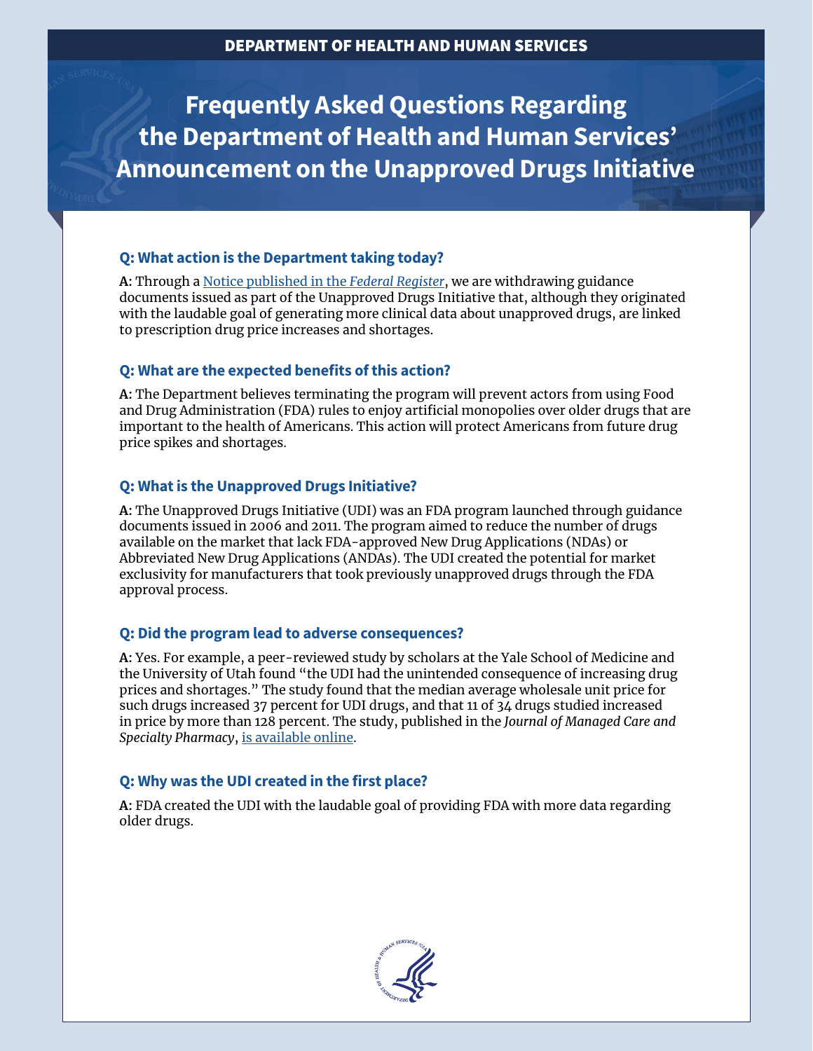DEPARTMENT OF HEALTH AND HUMAN SERVICES

# Frequently Asked Questions Regarding the Department of Health and Human Services' Announcement on the Unapproved Drugs Initiative

### Q: What action is the Department taking today?

**A:** Through a [Notice published in the *Federal Register*](), we are withdrawing guidance documents issued as part of the Unapproved Drugs Initiative that, although they originated with the laudable goal of generating more clinical data about unapproved drugs, are linked to prescription drug price increases and shortages.

### Q: What are the expected benefits of this action?

**A:** The Department believes terminating the program will prevent actors from using Food and Drug Administration (FDA) rules to enjoy artificial monopolies over older drugs that are important to the health of Americans. This action will protect Americans from future drug price spikes and shortages.

### Q: What is the Unapproved Drugs Initiative?

**A:** The Unapproved Drugs Initiative (UDI) was an FDA program launched through guidance documents issued in 2006 and 2011. The program aimed to reduce the number of drugs available on the market that lack FDA-approved New Drug Applications (NDAs) or Abbreviated New Drug Applications (ANDAs). The UDI created the potential for market exclusivity for manufacturers that took previously unapproved drugs through the FDA approval process.

### Q: Did the program lead to adverse consequences?

**A:** Yes. For example, a peer-reviewed study by scholars at the Yale School of Medicine and the University of Utah found "the UDI had the unintended consequence of increasing drug prices and shortages." The study found that the median average wholesale unit price for such drugs increased 37 percent for UDI drugs, and that 11 of 34 drugs studied increased in price by more than 128 percent. The study, published in the *Journal of Managed Care and Specialty Pharmacy*, [is available online]().

### Q: Why was the UDI created in the first place?

**A:** FDA created the UDI with the laudable goal of providing FDA with more data regarding older drugs.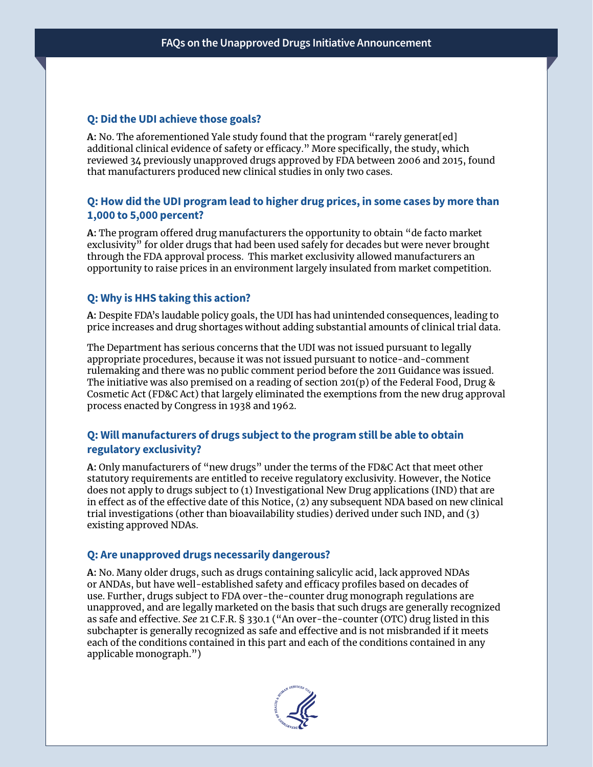### Q: Did the UDI achieve those goals?

**A:** No. The aforementioned Yale study found that the program "rarely generat[ed] additional clinical evidence of safety or efficacy." More specifically, the study, which reviewed 34 previously unapproved drugs approved by FDA between 2006 and 2015, found that manufacturers produced new clinical studies in only two cases.

### Q: How did the UDI program lead to higher drug prices, in some cases by more than 1,000 to 5,000 percent?

**A:** The program offered drug manufacturers the opportunity to obtain "de facto market exclusivity" for older drugs that had been used safely for decades but were never brought through the FDA approval process. This market exclusivity allowed manufacturers an opportunity to raise prices in an environment largely insulated from market competition.

### Q: Why is HHS taking this action?

**A:** Despite FDA's laudable policy goals, the UDI has had unintended consequences, leading to price increases and drug shortages without adding substantial amounts of clinical trial data.

The Department has serious concerns that the UDI was not issued pursuant to legally appropriate procedures, because it was not issued pursuant to notice-and-comment rulemaking and there was no public comment period before the 2011 Guidance was issued. The initiative was also premised on a reading of section 201(p) of the Federal Food, Drug & Cosmetic Act (FD&C Act) that largely eliminated the exemptions from the new drug approval process enacted by Congress in 1938 and 1962.

### Q: Will manufacturers of drugs subject to the program still be able to obtain regulatory exclusivity?

**A:** Only manufacturers of "new drugs" under the terms of the FD&C Act that meet other statutory requirements are entitled to receive regulatory exclusivity. However, the Notice does not apply to drugs subject to (1) Investigational New Drug applications (IND) that are in effect as of the effective date of this Notice, (2) any subsequent NDA based on new clinical trial investigations (other than bioavailability studies) derived under such IND, and (3) existing approved NDAs.

### Q: Are unapproved drugs necessarily dangerous?

**A:** No. Many older drugs, such as drugs containing salicylic acid, lack approved NDAs or ANDAs, but have well-established safety and efficacy profiles based on decades of use. Further, drugs subject to FDA over-the-counter drug monograph regulations are unapproved, and are legally marketed on the basis that such drugs are generally recognized as safe and effective. *See* 21 C.F.R. § 330.1 ("An over-the-counter (OTC) drug listed in this subchapter is generally recognized as safe and effective and is not misbranded if it meets each of the conditions contained in this part and each of the conditions contained in any applicable monograph.")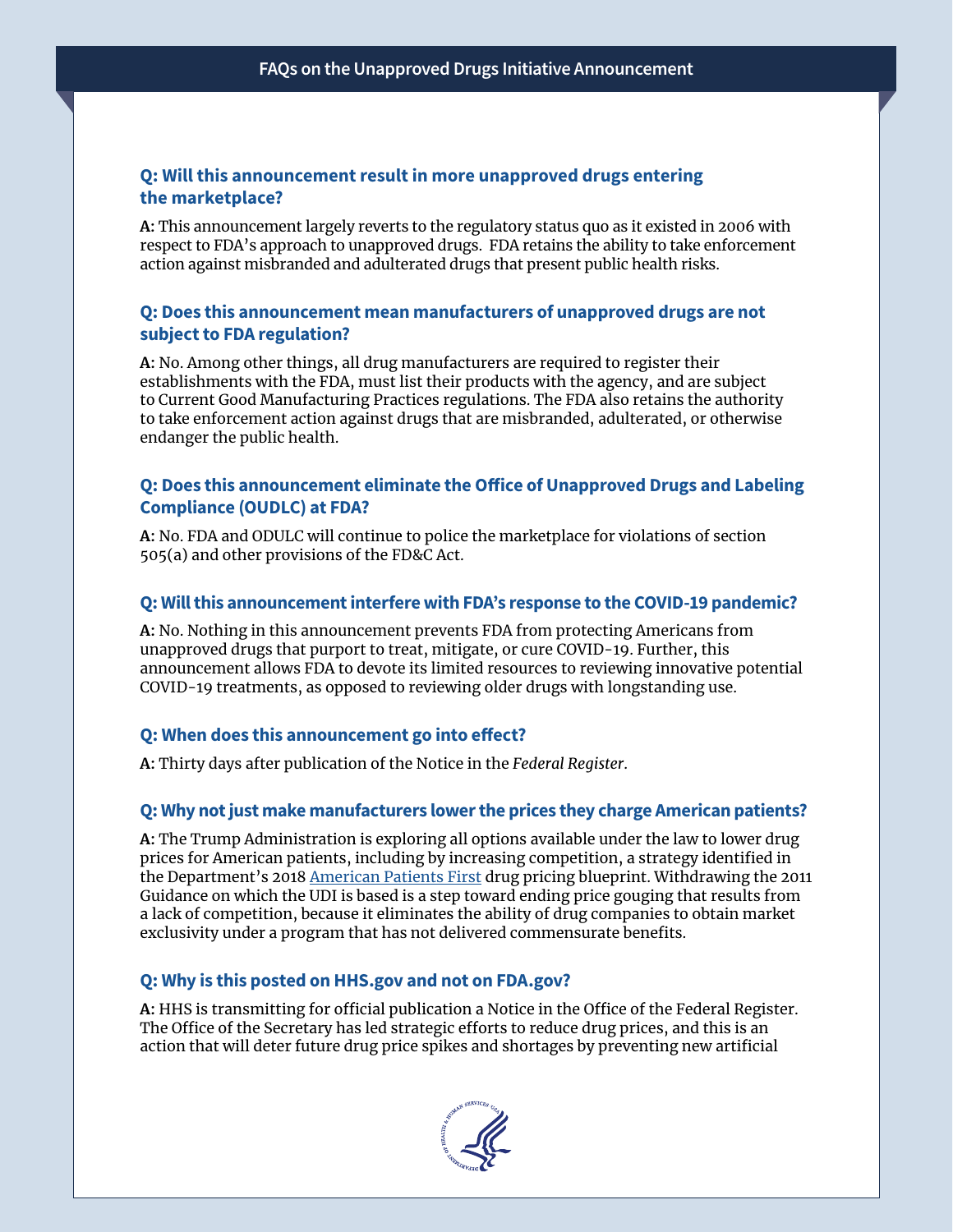**Q: Will this announcement result in more unapproved drugs entering the marketplace?**

**A:** This announcement largely reverts to the regulatory status quo as it existed in 2006 with respect to FDA's approach to unapproved drugs. FDA retains the ability to take enforcement action against misbranded and adulterated drugs that present public health risks.

**Q: Does this announcement mean manufacturers of unapproved drugs are not subject to FDA regulation?**

**A:** No. Among other things, all drug manufacturers are required to register their establishments with the FDA, must list their products with the agency, and are subject to Current Good Manufacturing Practices regulations. The FDA also retains the authority to take enforcement action against drugs that are misbranded, adulterated, or otherwise endanger the public health.

**Q: Does this announcement eliminate the Office of Unapproved Drugs and Labeling Compliance (OUDLC) at FDA?**

**A:** No. FDA and ODULC will continue to police the marketplace for violations of section 505(a) and other provisions of the FD&C Act.

**Q: Will this announcement interfere with FDA's response to the COVID-19 pandemic?**

**A:** No. Nothing in this announcement prevents FDA from protecting Americans from unapproved drugs that purport to treat, mitigate, or cure COVID-19. Further, this announcement allows FDA to devote its limited resources to reviewing innovative potential COVID-19 treatments, as opposed to reviewing older drugs with longstanding use.

**Q: When does this announcement go into effect?**

**A:** Thirty days after publication of the Notice in the *Federal Register*.

**Q: Why not just make manufacturers lower the prices they charge American patients?**

**A:** The Trump Administration is exploring all options available under the law to lower drug prices for American patients, including by increasing competition, a strategy identified in the Department's 2018 American Patients First drug pricing blueprint. Withdrawing the 2011 Guidance on which the UDI is based is a step toward ending price gouging that results from a lack of competition, because it eliminates the ability of drug companies to obtain market exclusivity under a program that has not delivered commensurate benefits.

**Q: Why is this posted on HHS.gov and not on FDA.gov?**

**A:** HHS is transmitting for official publication a Notice in the Office of the Federal Register. The Office of the Secretary has led strategic efforts to reduce drug prices, and this is an action that will deter future drug price spikes and shortages by preventing new artificial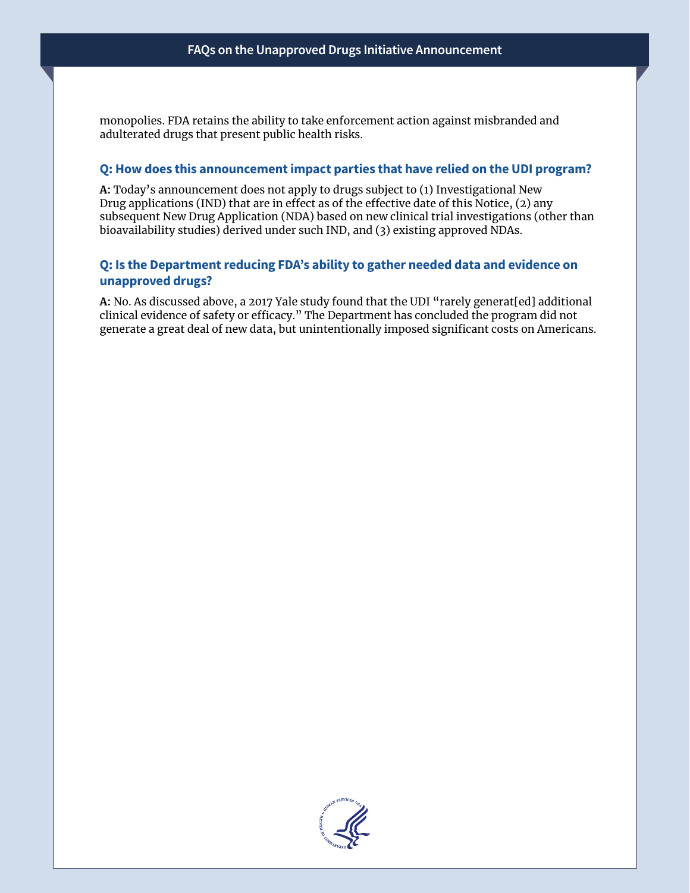monopolies. FDA retains the ability to take enforcement action against misbranded and adulterated drugs that present public health risks.

### Q: How does this announcement impact parties that have relied on the UDI program?

**A:** Today's announcement does not apply to drugs subject to (1) Investigational New Drug applications (IND) that are in effect as of the effective date of this Notice, (2) any subsequent New Drug Application (NDA) based on new clinical trial investigations (other than bioavailability studies) derived under such IND, and (3) existing approved NDAs.

### Q: Is the Department reducing FDA's ability to gather needed data and evidence on unapproved drugs?

**A:** No. As discussed above, a 2017 Yale study found that the UDI "rarely generat[ed] additional clinical evidence of safety or efficacy." The Department has concluded the program did not generate a great deal of new data, but unintentionally imposed significant costs on Americans.